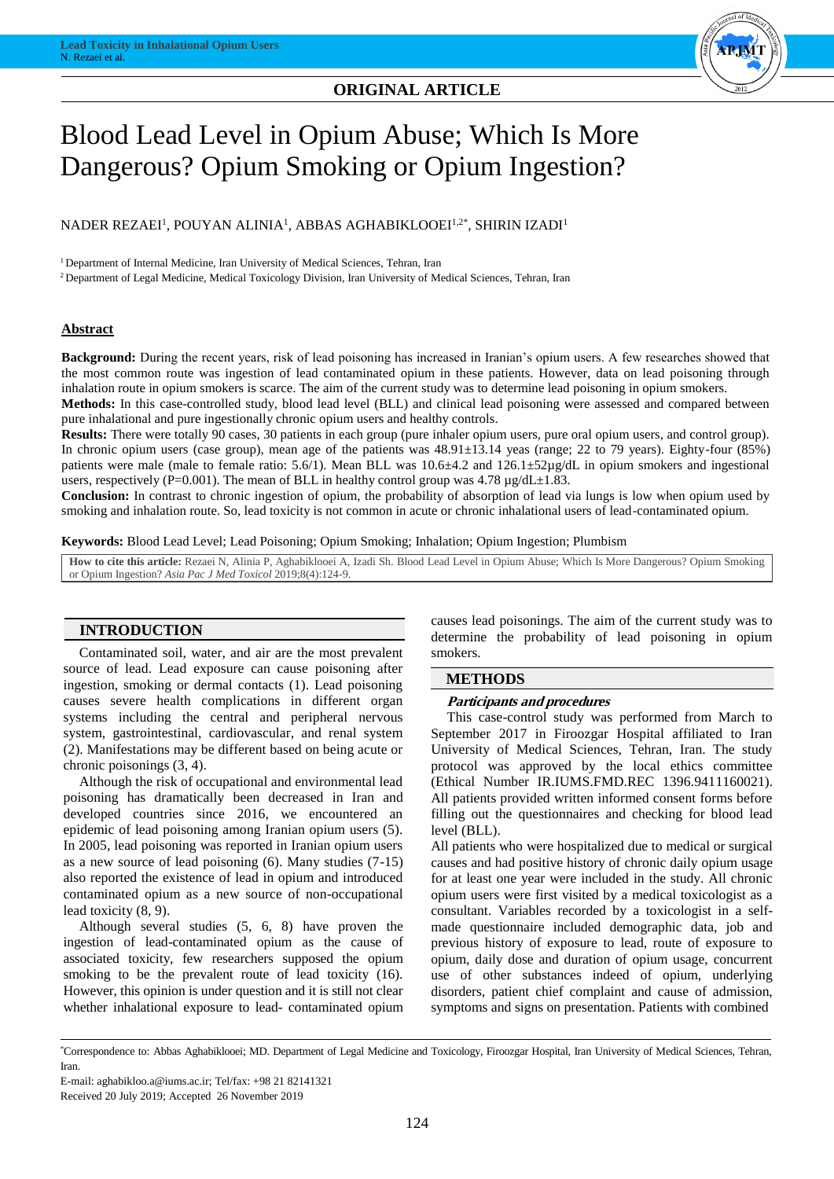**ORIGINAL ARTICLE**

# Blood Lead Level in Opium Abuse; Which Is More Dangerous? Opium Smoking or Opium Ingestion?

NADER REZAEI[1], POUYAN ALINIA[1], ABBAS AGHABIKLOOEI[1,2*], SHIRIN IZADI[1]

[1] Department of Internal Medicine, Iran University of Medical Sciences, Tehran, Iran

[2] Department of Legal Medicine, Medical Toxicology Division, Iran University of Medical Sciences, Tehran, Iran

## Abstract

**Background:** During the recent years, risk of lead poisoning has increased in Iranian's opium users. A few researches showed that the most common route was ingestion of lead contaminated opium in these patients. However, data on lead poisoning through inhalation route in opium smokers is scarce. The aim of the current study was to determine lead poisoning in opium smokers.

**Methods:** In this case-controlled study, blood lead level (BLL) and clinical lead poisoning were assessed and compared between pure inhalational and pure ingestionally chronic opium users and healthy controls.

**Results:** There were totally 90 cases, 30 patients in each group (pure inhaler opium users, pure oral opium users, and control group). In chronic opium users (case group), mean age of the patients was 48.91±13.14 yeas (range; 22 to 79 years). Eighty-four (85%) patients were male (male to female ratio: 5.6/1). Mean BLL was 10.6±4.2 and 126.1±52µg/dL in opium smokers and ingestional users, respectively (P=0.001). The mean of BLL in healthy control group was 4.78 µg/dL±1.83.

**Conclusion:** In contrast to chronic ingestion of opium, the probability of absorption of lead via lungs is low when opium used by smoking and inhalation route. So, lead toxicity is not common in acute or chronic inhalational users of lead-contaminated opium.

**Keywords:** Blood Lead Level; Lead Poisoning; Opium Smoking; Inhalation; Opium Ingestion; Plumbism

**How to cite this article:** Rezaei N, Alinia P, Aghabiklooei A, Izadi Sh. Blood Lead Level in Opium Abuse; Which Is More Dangerous? Opium Smoking or Opium Ingestion? *Asia Pac J Med Toxicol* 2019;8(4):124-9.

## INTRODUCTION

Contaminated soil, water, and air are the most prevalent source of lead. Lead exposure can cause poisoning after ingestion, smoking or dermal contacts (1). Lead poisoning causes severe health complications in different organ systems including the central and peripheral nervous system, gastrointestinal, cardiovascular, and renal system (2). Manifestations may be different based on being acute or chronic poisonings (3, 4).

Although the risk of occupational and environmental lead poisoning has dramatically been decreased in Iran and developed countries since 2016, we encountered an epidemic of lead poisoning among Iranian opium users (5). In 2005, lead poisoning was reported in Iranian opium users as a new source of lead poisoning (6). Many studies (7-15) also reported the existence of lead in opium and introduced contaminated opium as a new source of non-occupational lead toxicity (8, 9).

Although several studies (5, 6, 8) have proven the ingestion of lead-contaminated opium as the cause of associated toxicity, few researchers supposed the opium smoking to be the prevalent route of lead toxicity (16). However, this opinion is under question and it is still not clear whether inhalational exposure to lead- contaminated opium causes lead poisonings. The aim of the current study was to determine the probability of lead poisoning in opium smokers.

## METHODS

### *Participants and procedures*

This case-control study was performed from March to September 2017 in Firoozgar Hospital affiliated to Iran University of Medical Sciences, Tehran, Iran. The study protocol was approved by the local ethics committee (Ethical Number IR.IUMS.FMD.REC 1396.9411160021). All patients provided written informed consent forms before filling out the questionnaires and checking for blood lead level (BLL).

All patients who were hospitalized due to medical or surgical causes and had positive history of chronic daily opium usage for at least one year were included in the study. All chronic opium users were first visited by a medical toxicologist as a consultant. Variables recorded by a toxicologist in a self-made questionnaire included demographic data, job and previous history of exposure to lead, route of exposure to opium, daily dose and duration of opium usage, concurrent use of other substances indeed of opium, underlying disorders, patient chief complaint and cause of admission, symptoms and signs on presentation. Patients with combined

*Correspondence to: Abbas Aghabiklooei; MD. Department of Legal Medicine and Toxicology, Firoozgar Hospital, Iran University of Medical Sciences, Tehran, Iran.

E-mail: aghabikloo.a@iums.ac.ir; Tel/fax: +98 21 82141321

Received 20 July 2019; Accepted 26 November 2019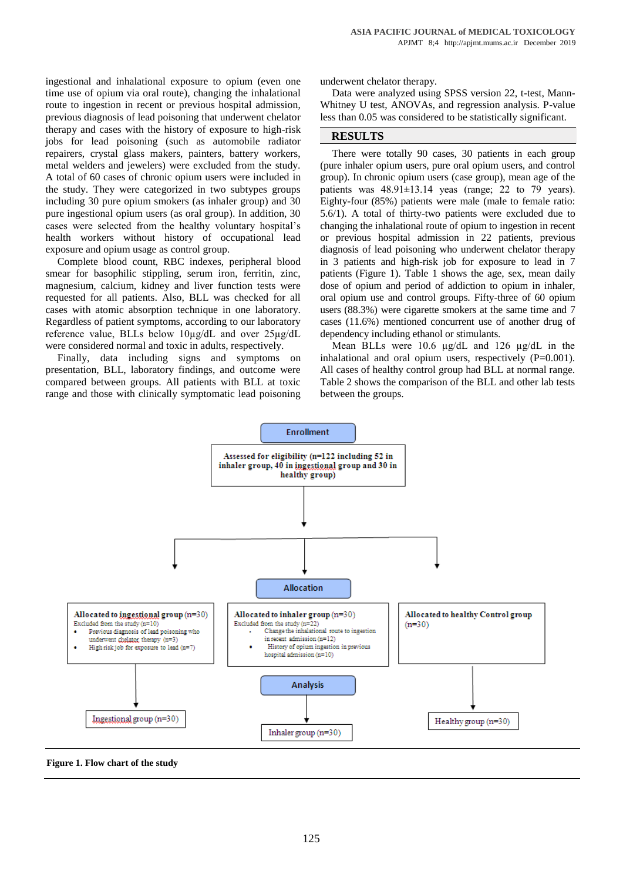ingestional and inhalational exposure to opium (even one time use of opium via oral route), changing the inhalational route to ingestion in recent or previous hospital admission, previous diagnosis of lead poisoning that underwent chelator therapy and cases with the history of exposure to high-risk jobs for lead poisoning (such as automobile radiator repairers, crystal glass makers, battery workers, painters, metal welders and jewelers) were excluded from the study. A total of 60 cases of chronic opium users were included in the study. They were categorized in two subtypes groups including 30 pure opium smokers (as inhaler group) and 30 pure ingestional opium users (as oral group). In addition, 30 cases were selected from the healthy voluntary hospital's health workers without history of occupational lead exposure and opium usage as control group.

Complete blood count, RBC indexes, peripheral blood smear for basophilic stippling, serum iron, ferritin, zinc, magnesium, calcium, kidney and liver function tests were requested for all patients. Also, BLL was checked for all cases with atomic absorption technique in one laboratory. Regardless of patient symptoms, according to our laboratory reference value, BLLs below 10µg/dL and over 25µg/dL were considered normal and toxic in adults, respectively.

Finally, data including signs and symptoms on presentation, BLL, laboratory findings, and outcome were compared between groups. All patients with BLL at toxic range and those with clinically symptomatic lead poisoning underwent chelator therapy.

Data were analyzed using SPSS version 22, t-test, Mann-Whitney U test, ANOVAs, and regression analysis. P-value less than 0.05 was considered to be statistically significant.

## RESULTS

There were totally 90 cases, 30 patients in each group (pure inhaler opium users, pure oral opium users, and control group). In chronic opium users (case group), mean age of the patients was 48.91±13.14 yeas (range; 22 to 79 years). Eighty-four (85%) patients were male (male to female ratio: 5.6/1). A total of thirty-two patients were excluded due to changing the inhalational route of opium to ingestion in recent or previous hospital admission in 22 patients, previous diagnosis of lead poisoning who underwent chelator therapy in 3 patients and high-risk job for exposure to lead in 7 patients (Figure 1). Table 1 shows the age, sex, mean daily dose of opium and period of addiction to opium in inhaler, oral opium use and control groups. Fifty-three of 60 opium users (88.3%) were cigarette smokers at the same time and 7 cases (11.6%) mentioned concurrent use of another drug of dependency including ethanol or stimulants.

Mean BLLs were 10.6 µg/dL and 126 µg/dL in the inhalational and oral opium users, respectively (P=0.001). All cases of healthy control group had BLL at normal range. Table 2 shows the comparison of the BLL and other lab tests between the groups.

Enrollment

Assessed for eligibility (n=122 including 52 in inhaler group, 40 in ingestional group and 30 in healthy group)

Allocation

Allocated to ingestional group (n=30)
Excluded from the study (n=10)
- Previous diagnosis of lead poisoning who underwent chelator therapy (n=3)
- High risk job for exposure to lead (n=7)

Allocated to inhaler group (n=30)
Excluded from the study (n=22)
- Change the inhalational route to ingestion in recent admission (n=12)
- History of opium ingestion in previous hospital admission (n=10)

Allocated to healthy Control group (n=30)

Analysis

Ingestional group (n=30)

Inhaler group (n=30)

Healthy group (n=30)

**Figure 1. Flow chart of the study**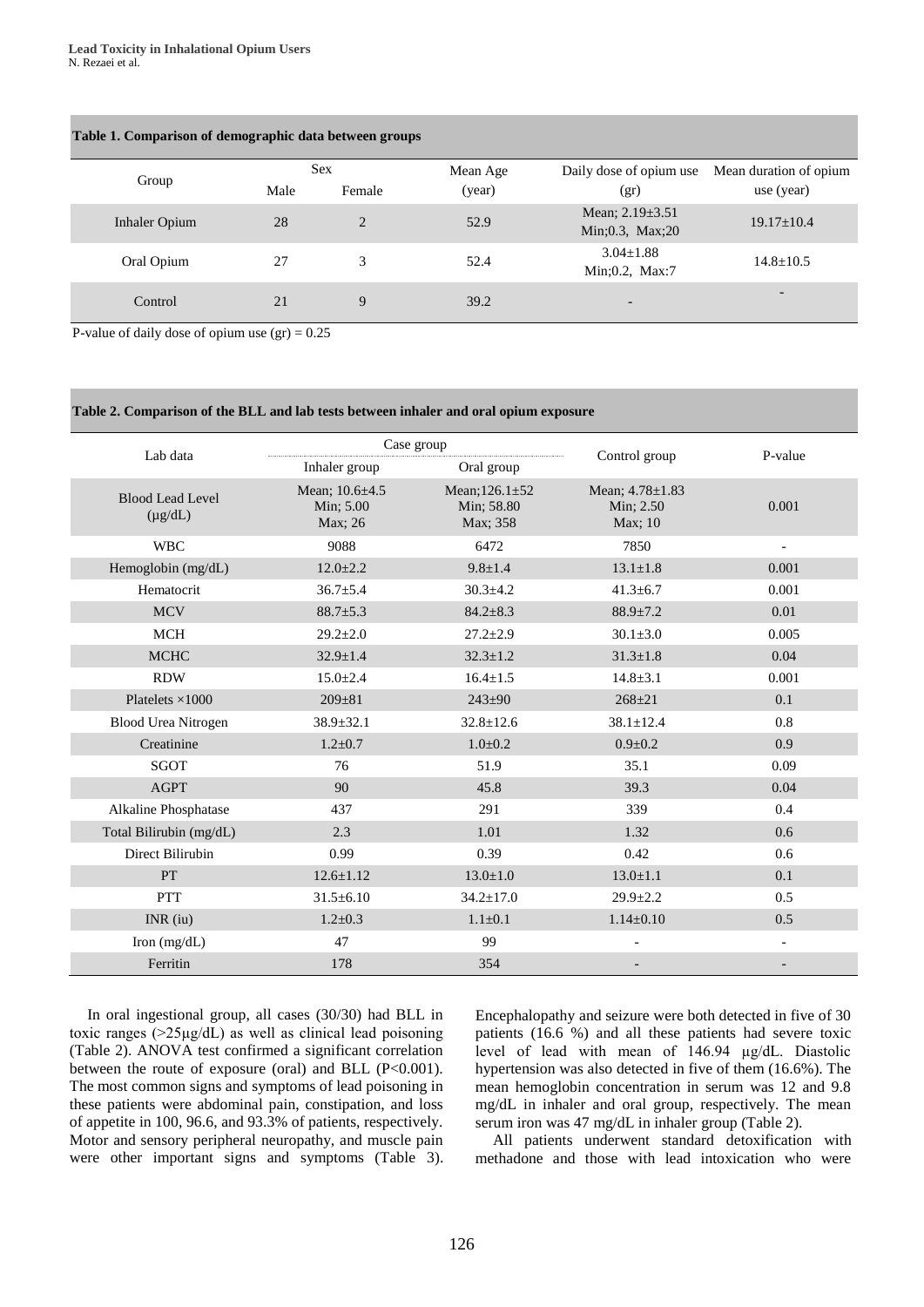**Table 1. Comparison of demographic data between groups**

| Group | Sex | | Mean Age (year) | Daily dose of opium use (gr) | Mean duration of opium use (year) |
|---|---|---|---|---|---|
| | Male | Female | | | |
| Inhaler Opium | 28 | 2 | 52.9 | Mean; 2.19±3.51 Min;0.3, Max;20 | 19.17±10.4 |
| Oral Opium | 27 | 3 | 52.4 | 3.04±1.88 Min;0.2, Max:7 | 14.8±10.5 |
| Control | 21 | 9 | 39.2 | - | - |

P-value of daily dose of opium use (gr) = 0.25

**Table 2. Comparison of the BLL and lab tests between inhaler and oral opium exposure**

| Lab data | Case group | | Control group | P-value |
|---|---|---|---|---|
| | Inhaler group | Oral group | | |
| Blood Lead Level (µg/dL) | Mean; 10.6±4.5 Min; 5.00 Max; 26 | Mean;126.1±52 Min; 58.80 Max; 358 | Mean; 4.78±1.83 Min; 2.50 Max; 10 | 0.001 |
| WBC | 9088 | 6472 | 7850 | - |
| Hemoglobin (mg/dL) | 12.0±2.2 | 9.8±1.4 | 13.1±1.8 | 0.001 |
| Hematocrit | 36.7±5.4 | 30.3±4.2 | 41.3±6.7 | 0.001 |
| MCV | 88.7±5.3 | 84.2±8.3 | 88.9±7.2 | 0.01 |
| MCH | 29.2±2.0 | 27.2±2.9 | 30.1±3.0 | 0.005 |
| MCHC | 32.9±1.4 | 32.3±1.2 | 31.3±1.8 | 0.04 |
| RDW | 15.0±2.4 | 16.4±1.5 | 14.8±3.1 | 0.001 |
| Platelets ×1000 | 209±81 | 243±90 | 268±21 | 0.1 |
| Blood Urea Nitrogen | 38.9±32.1 | 32.8±12.6 | 38.1±12.4 | 0.8 |
| Creatinine | 1.2±0.7 | 1.0±0.2 | 0.9±0.2 | 0.9 |
| SGOT | 76 | 51.9 | 35.1 | 0.09 |
| AGPT | 90 | 45.8 | 39.3 | 0.04 |
| Alkaline Phosphatase | 437 | 291 | 339 | 0.4 |
| Total Bilirubin (mg/dL) | 2.3 | 1.01 | 1.32 | 0.6 |
| Direct Bilirubin | 0.99 | 0.39 | 0.42 | 0.6 |
| PT | 12.6±1.12 | 13.0±1.0 | 13.0±1.1 | 0.1 |
| PTT | 31.5±6.10 | 34.2±17.0 | 29.9±2.2 | 0.5 |
| INR (iu) | 1.2±0.3 | 1.1±0.1 | 1.14±0.10 | 0.5 |
| Iron (mg/dL) | 47 | 99 | - | - |
| Ferritin | 178 | 354 | - | - |

In oral ingestional group, all cases (30/30) had BLL in toxic ranges (>25µg/dL) as well as clinical lead poisoning (Table 2). ANOVA test confirmed a significant correlation between the route of exposure (oral) and BLL ($P<0.001$). The most common signs and symptoms of lead poisoning in these patients were abdominal pain, constipation, and loss of appetite in 100, 96.6, and 93.3% of patients, respectively. Motor and sensory peripheral neuropathy, and muscle pain were other important signs and symptoms (Table 3). Encephalopathy and seizure were both detected in five of 30 patients (16.6 %) and all these patients had severe toxic level of lead with mean of 146.94 µg/dL. Diastolic hypertension was also detected in five of them (16.6%). The mean hemoglobin concentration in serum was 12 and 9.8 mg/dL in inhaler and oral group, respectively. The mean serum iron was 47 mg/dL in inhaler group (Table 2).

All patients underwent standard detoxification with methadone and those with lead intoxication who were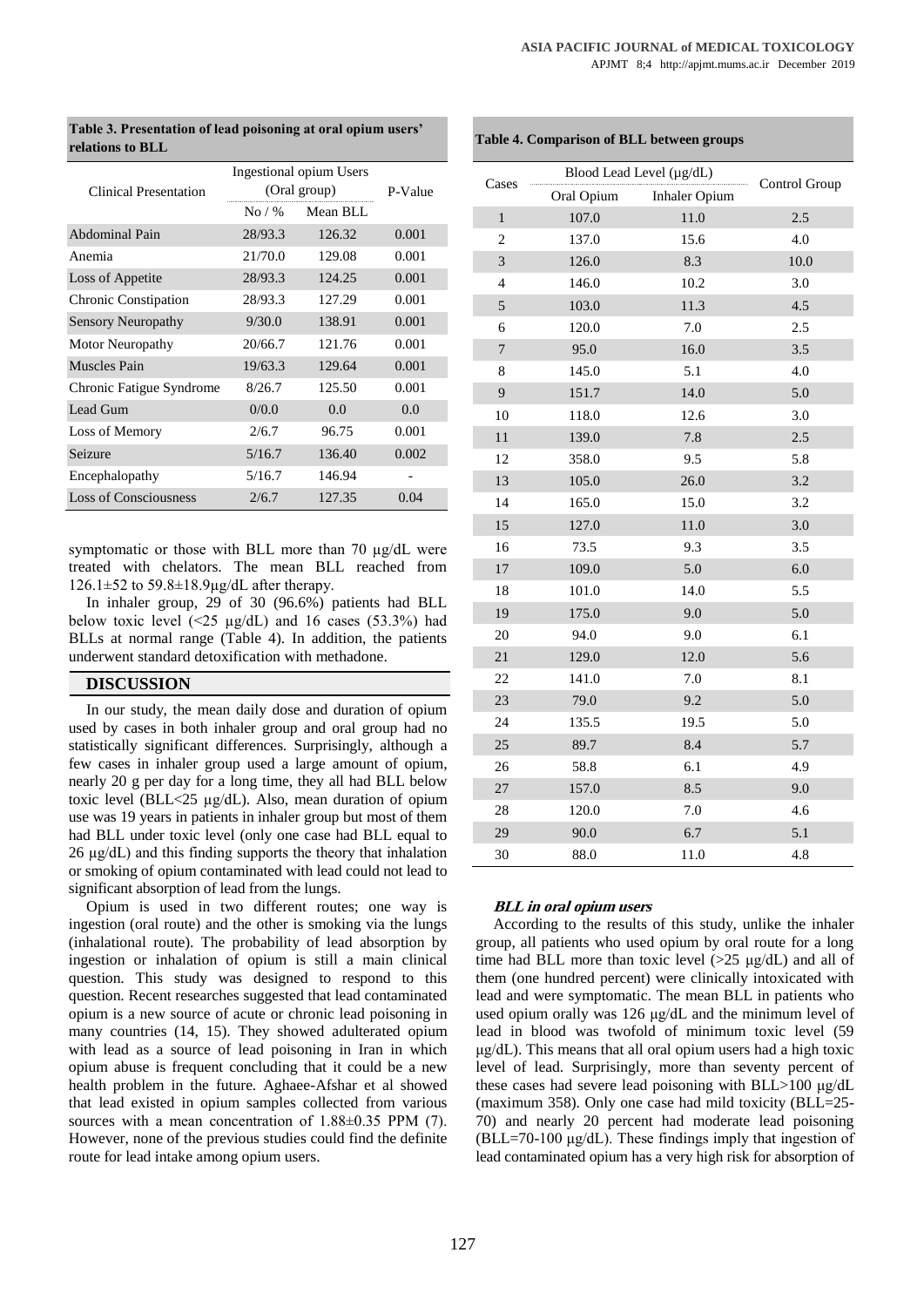**Table 3. Presentation of lead poisoning at oral opium users' relations to BLL**

| Clinical Presentation | Ingestional opium Users (Oral group) | | P-Value |
|---|---|---|---|
| | No / % | Mean BLL | |
| Abdominal Pain | 28/93.3 | 126.32 | 0.001 |
| Anemia | 21/70.0 | 129.08 | 0.001 |
| Loss of Appetite | 28/93.3 | 124.25 | 0.001 |
| Chronic Constipation | 28/93.3 | 127.29 | 0.001 |
| Sensory Neuropathy | 9/30.0 | 138.91 | 0.001 |
| Motor Neuropathy | 20/66.7 | 121.76 | 0.001 |
| Muscles Pain | 19/63.3 | 129.64 | 0.001 |
| Chronic Fatigue Syndrome | 8/26.7 | 125.50 | 0.001 |
| Lead Gum | 0/0.0 | 0.0 | 0.0 |
| Loss of Memory | 2/6.7 | 96.75 | 0.001 |
| Seizure | 5/16.7 | 136.40 | 0.002 |
| Encephalopathy | 5/16.7 | 146.94 | - |
| Loss of Consciousness | 2/6.7 | 127.35 | 0.04 |

symptomatic or those with BLL more than 70 μg/dL were treated with chelators. The mean BLL reached from 126.1±52 to 59.8±18.9μg/dL after therapy.

In inhaler group, 29 of 30 (96.6%) patients had BLL below toxic level (<25 μg/dL) and 16 cases (53.3%) had BLLs at normal range (Table 4). In addition, the patients underwent standard detoxification with methadone.

## DISCUSSION

In our study, the mean daily dose and duration of opium used by cases in both inhaler group and oral group had no statistically significant differences. Surprisingly, although a few cases in inhaler group used a large amount of opium, nearly 20 g per day for a long time, they all had BLL below toxic level (BLL<25 μg/dL). Also, mean duration of opium use was 19 years in patients in inhaler group but most of them had BLL under toxic level (only one case had BLL equal to 26 μg/dL) and this finding supports the theory that inhalation or smoking of opium contaminated with lead could not lead to significant absorption of lead from the lungs.

Opium is used in two different routes; one way is ingestion (oral route) and the other is smoking via the lungs (inhalational route). The probability of lead absorption by ingestion or inhalation of opium is still a main clinical question. This study was designed to respond to this question. Recent researches suggested that lead contaminated opium is a new source of acute or chronic lead poisoning in many countries (14, 15). They showed adulterated opium with lead as a source of lead poisoning in Iran in which opium abuse is frequent concluding that it could be a new health problem in the future. Aghaee-Afshar et al showed that lead existed in opium samples collected from various sources with a mean concentration of 1.88±0.35 PPM (7). However, none of the previous studies could find the definite route for lead intake among opium users.

**Table 4. Comparison of BLL between groups**

| Cases | Blood Lead Level (μg/dL) | | Control Group |
|---|---|---|---|
| | Oral Opium | Inhaler Opium | |
| 1 | 107.0 | 11.0 | 2.5 |
| 2 | 137.0 | 15.6 | 4.0 |
| 3 | 126.0 | 8.3 | 10.0 |
| 4 | 146.0 | 10.2 | 3.0 |
| 5 | 103.0 | 11.3 | 4.5 |
| 6 | 120.0 | 7.0 | 2.5 |
| 7 | 95.0 | 16.0 | 3.5 |
| 8 | 145.0 | 5.1 | 4.0 |
| 9 | 151.7 | 14.0 | 5.0 |
| 10 | 118.0 | 12.6 | 3.0 |
| 11 | 139.0 | 7.8 | 2.5 |
| 12 | 358.0 | 9.5 | 5.8 |
| 13 | 105.0 | 26.0 | 3.2 |
| 14 | 165.0 | 15.0 | 3.2 |
| 15 | 127.0 | 11.0 | 3.0 |
| 16 | 73.5 | 9.3 | 3.5 |
| 17 | 109.0 | 5.0 | 6.0 |
| 18 | 101.0 | 14.0 | 5.5 |
| 19 | 175.0 | 9.0 | 5.0 |
| 20 | 94.0 | 9.0 | 6.1 |
| 21 | 129.0 | 12.0 | 5.6 |
| 22 | 141.0 | 7.0 | 8.1 |
| 23 | 79.0 | 9.2 | 5.0 |
| 24 | 135.5 | 19.5 | 5.0 |
| 25 | 89.7 | 8.4 | 5.7 |
| 26 | 58.8 | 6.1 | 4.9 |
| 27 | 157.0 | 8.5 | 9.0 |
| 28 | 120.0 | 7.0 | 4.6 |
| 29 | 90.0 | 6.7 | 5.1 |
| 30 | 88.0 | 11.0 | 4.8 |

### *BLL in oral opium users*

According to the results of this study, unlike the inhaler group, all patients who used opium by oral route for a long time had BLL more than toxic level (>25 μg/dL) and all of them (one hundred percent) were clinically intoxicated with lead and were symptomatic. The mean BLL in patients who used opium orally was 126 μg/dL and the minimum level of lead in blood was twofold of minimum toxic level (59 μg/dL). This means that all oral opium users had a high toxic level of lead. Surprisingly, more than seventy percent of these cases had severe lead poisoning with BLL>100 μg/dL (maximum 358). Only one case had mild toxicity (BLL=25-70) and nearly 20 percent had moderate lead poisoning (BLL=70-100 μg/dL). These findings imply that ingestion of lead contaminated opium has a very high risk for absorption of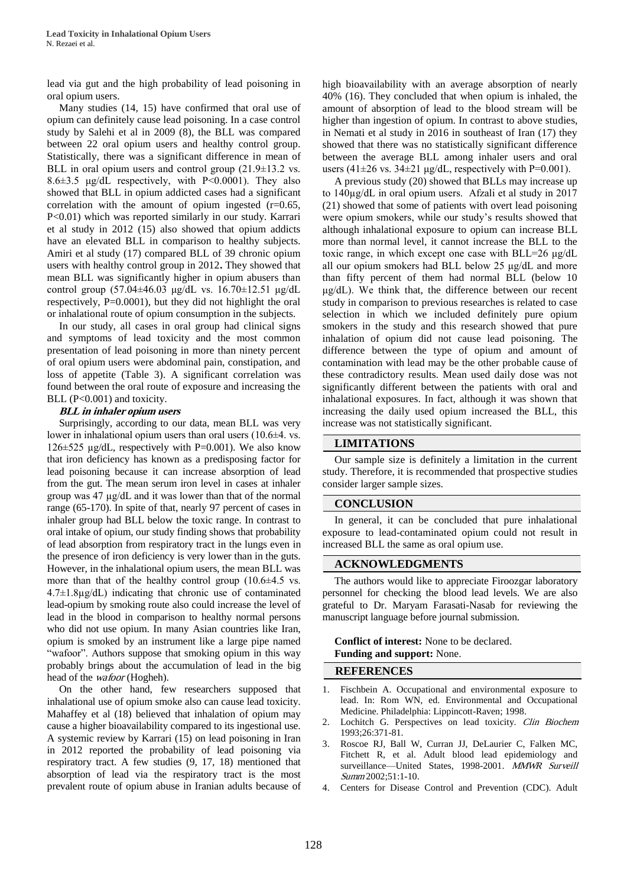lead via gut and the high probability of lead poisoning in oral opium users.

Many studies (14, 15) have confirmed that oral use of opium can definitely cause lead poisoning. In a case control study by Salehi et al in 2009 (8), the BLL was compared between 22 oral opium users and healthy control group. Statistically, there was a significant difference in mean of BLL in oral opium users and control group (21.9±13.2 vs. 8.6±3.5 µg/dL respectively, with P<0.0001). They also showed that BLL in opium addicted cases had a significant correlation with the amount of opium ingested (r=0.65, P<0.01) which was reported similarly in our study. Karrari et al study in 2012 (15) also showed that opium addicts have an elevated BLL in comparison to healthy subjects. Amiri et al study (17) compared BLL of 39 chronic opium users with healthy control group in 2012**.** They showed that mean BLL was significantly higher in opium abusers than control group (57.04±46.03 µg/dL vs. 16.70±12.51 µg/dL respectively, P=0.0001), but they did not highlight the oral or inhalational route of opium consumption in the subjects.

In our study, all cases in oral group had clinical signs and symptoms of lead toxicity and the most common presentation of lead poisoning in more than ninety percent of oral opium users were abdominal pain, constipation, and loss of appetite (Table 3). A significant correlation was found between the oral route of exposure and increasing the BLL (P<0.001) and toxicity.

***BLL in inhaler opium users***

Surprisingly, according to our data, mean BLL was very lower in inhalational opium users than oral users (10.6±4. vs. 126±525 µg/dL, respectively with P=0.001). We also know that iron deficiency has known as a predisposing factor for lead poisoning because it can increase absorption of lead from the gut. The mean serum iron level in cases at inhaler group was 47 µg/dL and it was lower than that of the normal range (65-170). In spite of that, nearly 97 percent of cases in inhaler group had BLL below the toxic range. In contrast to oral intake of opium, our study finding shows that probability of lead absorption from respiratory tract in the lungs even in the presence of iron deficiency is very lower than in the guts. However, in the inhalational opium users, the mean BLL was more than that of the healthy control group (10.6±4.5 vs. 4.7±1.8µg/dL) indicating that chronic use of contaminated lead-opium by smoking route also could increase the level of lead in the blood in comparison to healthy normal persons who did not use opium. In many Asian countries like Iran, opium is smoked by an instrument like a large pipe named "wafoor". Authors suppose that smoking opium in this way probably brings about the accumulation of lead in the big head of the *wafoor* (Hogheh).

On the other hand, few researchers supposed that inhalational use of opium smoke also can cause lead toxicity. Mahaffey et al (18) believed that inhalation of opium may cause a higher bioavailability compared to its ingestional use. A systemic review by Karrari (15) on lead poisoning in Iran in 2012 reported the probability of lead poisoning via respiratory tract. A few studies (9, 17, 18) mentioned that absorption of lead via the respiratory tract is the most prevalent route of opium abuse in Iranian adults because of high bioavailability with an average absorption of nearly 40% (16). They concluded that when opium is inhaled, the amount of absorption of lead to the blood stream will be higher than ingestion of opium. In contrast to above studies, in Nemati et al study in 2016 in southeast of Iran (17) they showed that there was no statistically significant difference between the average BLL among inhaler users and oral users (41±26 vs. 34±21 µg/dL, respectively with P=0.001).

A previous study (20) showed that BLLs may increase up to 140µg/dL in oral opium users. Afzali et al study in 2017 (21) showed that some of patients with overt lead poisoning were opium smokers, while our study's results showed that although inhalational exposure to opium can increase BLL more than normal level, it cannot increase the BLL to the toxic range, in which except one case with BLL=26 µg/dL all our opium smokers had BLL below 25 µg/dL and more than fifty percent of them had normal BLL (below 10 µg/dL). We think that, the difference between our recent study in comparison to previous researches is related to case selection in which we included definitely pure opium smokers in the study and this research showed that pure inhalation of opium did not cause lead poisoning. The difference between the type of opium and amount of contamination with lead may be the other probable cause of these contradictory results. Mean used daily dose was not significantly different between the patients with oral and inhalational exposures. In fact, although it was shown that increasing the daily used opium increased the BLL, this increase was not statistically significant.

## LIMITATIONS

Our sample size is definitely a limitation in the current study. Therefore, it is recommended that prospective studies consider larger sample sizes.

## CONCLUSION

In general, it can be concluded that pure inhalational exposure to lead-contaminated opium could not result in increased BLL the same as oral opium use.

## ACKNOWLEDGMENTS

The authors would like to appreciate Firoozgar laboratory personnel for checking the blood lead levels. We are also grateful to Dr. Maryam Farasati-Nasab for reviewing the manuscript language before journal submission.

**Conflict of interest:** None to be declared.
**Funding and support:** None.

## REFERENCES

1. Fischbein A. Occupational and environmental exposure to lead. In: Rom WN, ed. Environmental and Occupational Medicine. Philadelphia: Lippincott-Raven; 1998.
2. Lochitch G. Perspectives on lead toxicity. *Clin Biochem* 1993;26:371-81.
3. Roscoe RJ, Ball W, Curran JJ, DeLaurier C, Falken MC, Fitchett R, et al. Adult blood lead epidemiology and surveillance—United States, 1998-2001. *MMWR Surveill Summ* 2002;51:1-10.
4. Centers for Disease Control and Prevention (CDC). Adult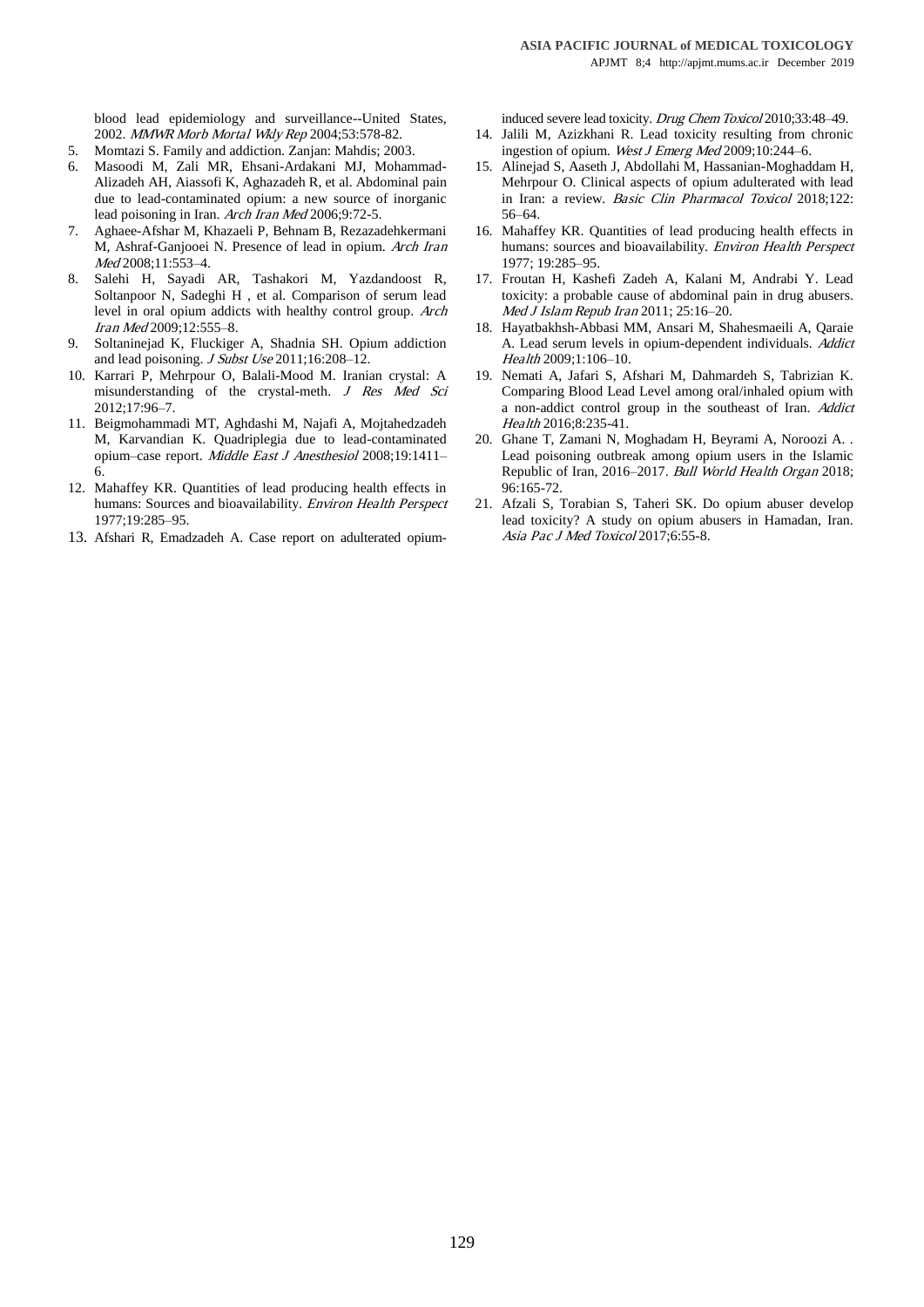blood lead epidemiology and surveillance--United States, 2002. *MMWR Morb Mortal Wkly Rep* 2004;53:578-82.

5. Momtazi S. Family and addiction. Zanjan: Mahdis; 2003.
6. Masoodi M, Zali MR, Ehsani-Ardakani MJ, Mohammad-Alizadeh AH, Aiassofi K, Aghazadeh R, et al. Abdominal pain due to lead-contaminated opium: a new source of inorganic lead poisoning in Iran. *Arch Iran Med* 2006;9:72-5.
7. Aghaee-Afshar M, Khazaeli P, Behnam B, Rezazadehkermani M, Ashraf-Ganjooei N. Presence of lead in opium. *Arch Iran Med* 2008;11:553–4.
8. Salehi H, Sayadi AR, Tashakori M, Yazdandoost R, Soltanpoor N, Sadeghi H , et al. Comparison of serum lead level in oral opium addicts with healthy control group. *Arch Iran Med* 2009;12:555–8.
9. Soltaninejad K, Fluckiger A, Shadnia SH. Opium addiction and lead poisoning. *J Subst Use* 2011;16:208–12.
10. Karrari P, Mehrpour O, Balali-Mood M. Iranian crystal: A misunderstanding of the crystal-meth. *J Res Med Sci* 2012;17:96–7.
11. Beigmohammadi MT, Aghdashi M, Najafi A, Mojtahedzadeh M, Karvandian K. Quadriplegia due to lead-contaminated opium–case report. *Middle East J Anesthesiol* 2008;19:1411–6.
12. Mahaffey KR. Quantities of lead producing health effects in humans: Sources and bioavailability. *Environ Health Perspect* 1977;19:285–95.
13. Afshari R, Emadzadeh A. Case report on adulterated opium-induced severe lead toxicity. *Drug Chem Toxicol* 2010;33:48–49.
14. Jalili M, Azizkhani R. Lead toxicity resulting from chronic ingestion of opium. *West J Emerg Med* 2009;10:244–6.
15. Alinejad S, Aaseth J, Abdollahi M, Hassanian-Moghaddam H, Mehrpour O. Clinical aspects of opium adulterated with lead in Iran: a review. *Basic Clin Pharmacol Toxicol* 2018;122: 56–64.
16. Mahaffey KR. Quantities of lead producing health effects in humans: sources and bioavailability. *Environ Health Perspect* 1977; 19:285–95.
17. Froutan H, Kashefi Zadeh A, Kalani M, Andrabi Y. Lead toxicity: a probable cause of abdominal pain in drug abusers. *Med J Islam Repub Iran* 2011; 25:16–20.
18. Hayatbakhsh-Abbasi MM, Ansari M, Shahesmaeili A, Qaraie A. Lead serum levels in opium-dependent individuals. *Addict Health* 2009;1:106–10.
19. Nemati A, Jafari S, Afshari M, Dahmardeh S, Tabrizian K. Comparing Blood Lead Level among oral/inhaled opium with a non-addict control group in the southeast of Iran. *Addict Health* 2016;8:235-41.
20. Ghane T, Zamani N, Moghadam H, Beyrami A, Noroozi A. . Lead poisoning outbreak among opium users in the Islamic Republic of Iran, 2016–2017. *Bull World Health Organ* 2018; 96:165-72.
21. Afzali S, Torabian S, Taheri SK. Do opium abuser develop lead toxicity? A study on opium abusers in Hamadan, Iran. *Asia Pac J Med Toxicol* 2017;6:55-8.